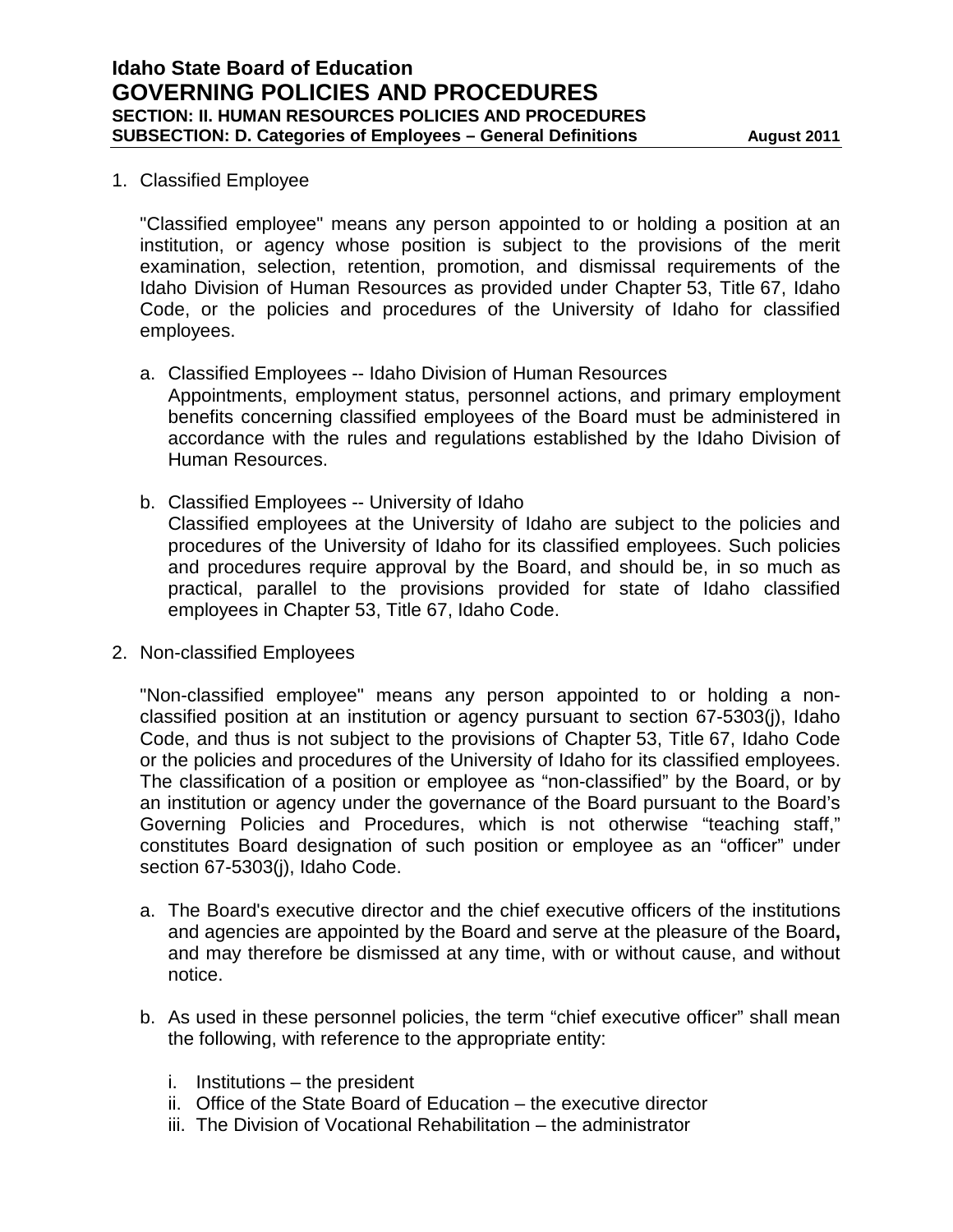# Idaho State Board of Education
# GOVERNING POLICIES AND PROCEDURES
### SECTION: II. HUMAN RESOURCES POLICIES AND PROCEDURES
### SUBSECTION: D. Categories of Employees – General Definitions

August 2011

1. Classified Employee

   "Classified employee" means any person appointed to or holding a position at an institution, or agency whose position is subject to the provisions of the merit examination, selection, retention, promotion, and dismissal requirements of the Idaho Division of Human Resources as provided under Chapter 53, Title 67, Idaho Code, or the policies and procedures of the University of Idaho for classified employees.

   a. Classified Employees -- Idaho Division of Human Resources
      Appointments, employment status, personnel actions, and primary employment benefits concerning classified employees of the Board must be administered in accordance with the rules and regulations established by the Idaho Division of Human Resources.

   b. Classified Employees -- University of Idaho
      Classified employees at the University of Idaho are subject to the policies and procedures of the University of Idaho for its classified employees. Such policies and procedures require approval by the Board, and should be, in so much as practical, parallel to the provisions provided for state of Idaho classified employees in Chapter 53, Title 67, Idaho Code.

2. Non-classified Employees

   "Non-classified employee" means any person appointed to or holding a non-classified position at an institution or agency pursuant to section 67-5303(j), Idaho Code, and thus is not subject to the provisions of Chapter 53, Title 67, Idaho Code or the policies and procedures of the University of Idaho for its classified employees. The classification of a position or employee as "non-classified" by the Board, or by an institution or agency under the governance of the Board pursuant to the Board's Governing Policies and Procedures, which is not otherwise "teaching staff," constitutes Board designation of such position or employee as an "officer" under section 67-5303(j), Idaho Code.

   a. The Board's executive director and the chief executive officers of the institutions and agencies are appointed by the Board and serve at the pleasure of the Board**,** and may therefore be dismissed at any time, with or without cause, and without notice.

   b. As used in these personnel policies, the term "chief executive officer" shall mean the following, with reference to the appropriate entity:

      i. Institutions – the president
      ii. Office of the State Board of Education – the executive director
      iii. The Division of Vocational Rehabilitation – the administrator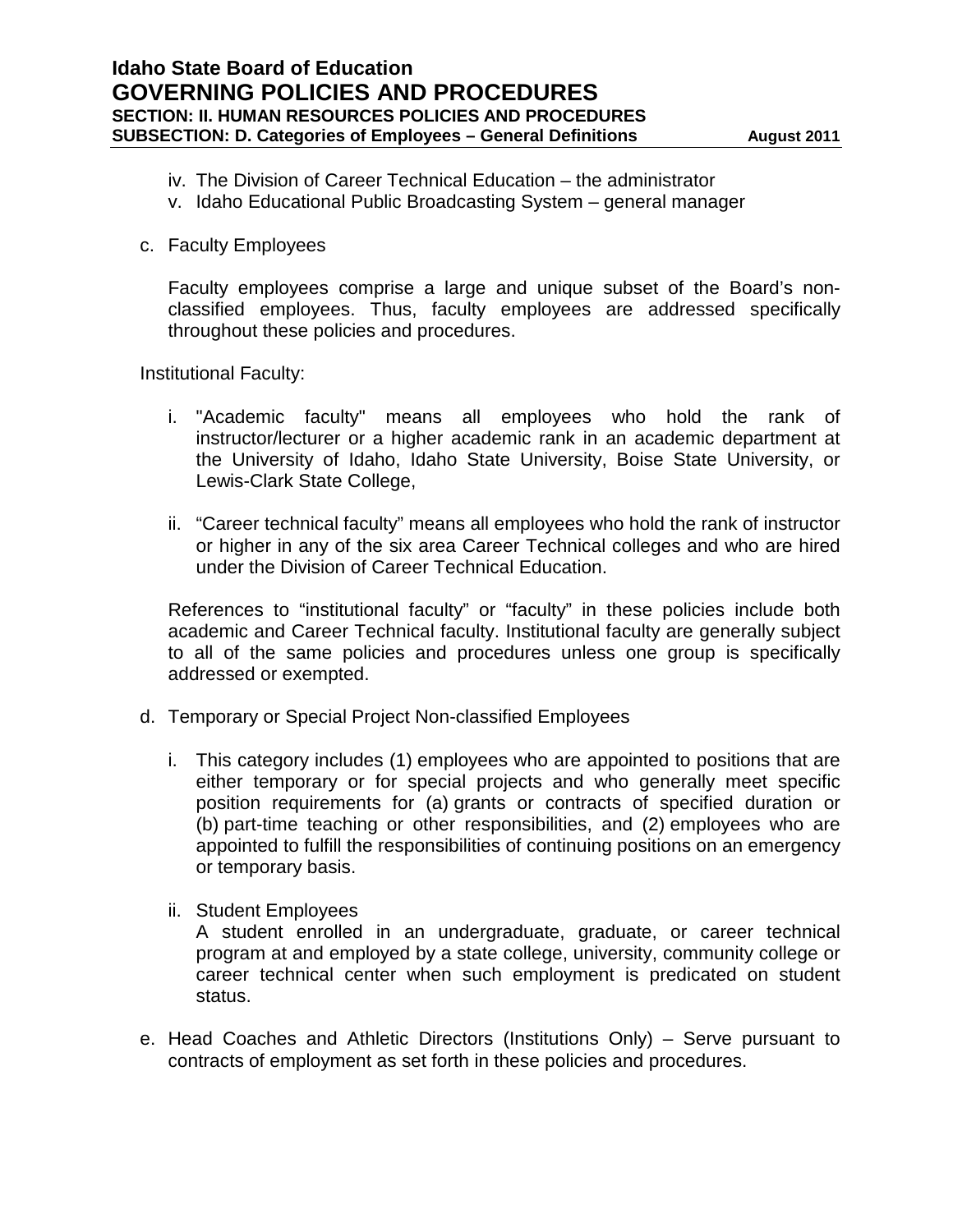iv. The Division of Career Technical Education – the administrator
v. Idaho Educational Public Broadcasting System – general manager

c. Faculty Employees

Faculty employees comprise a large and unique subset of the Board's non-classified employees. Thus, faculty employees are addressed specifically throughout these policies and procedures.

Institutional Faculty:

i. "Academic faculty" means all employees who hold the rank of instructor/lecturer or a higher academic rank in an academic department at the University of Idaho, Idaho State University, Boise State University, or Lewis-Clark State College,

ii. "Career technical faculty" means all employees who hold the rank of instructor or higher in any of the six area Career Technical colleges and who are hired under the Division of Career Technical Education.

References to "institutional faculty" or "faculty" in these policies include both academic and Career Technical faculty. Institutional faculty are generally subject to all of the same policies and procedures unless one group is specifically addressed or exempted.

d. Temporary or Special Project Non-classified Employees

i. This category includes (1) employees who are appointed to positions that are either temporary or for special projects and who generally meet specific position requirements for (a) grants or contracts of specified duration or (b) part-time teaching or other responsibilities, and (2) employees who are appointed to fulfill the responsibilities of continuing positions on an emergency or temporary basis.

ii. Student Employees
A student enrolled in an undergraduate, graduate, or career technical program at and employed by a state college, university, community college or career technical center when such employment is predicated on student status.

e. Head Coaches and Athletic Directors (Institutions Only) – Serve pursuant to contracts of employment as set forth in these policies and procedures.